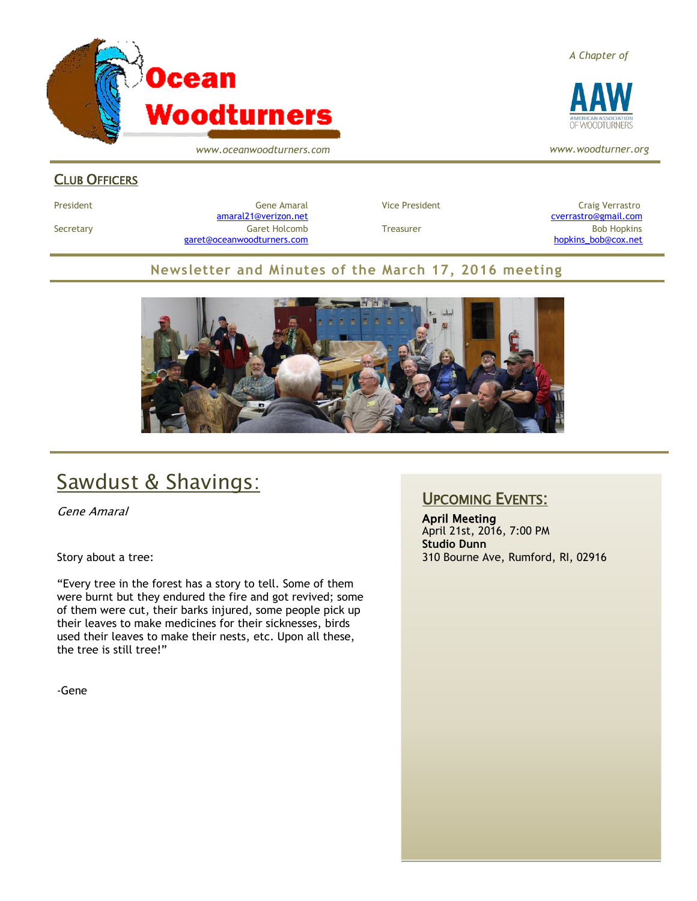# Ocean Woodturners

www.oceanwoodturners.com

*A Chapter of*

AAW — American Association of Woodturners

*www.woodturner.org*

## Club Officers

| | | | |
|---|---|---|---|
| President | Gene Amaral<br>amaral21@verizon.net | Vice President | Craig Verrastro<br>cverrastro@gmail.com |
| Secretary | Garet Holcomb<br>garet@oceanwoodturners.com | Treasurer | Bob Hopkins<br>hopkins_bob@cox.net |

## Newsletter and Minutes of the March 17, 2016 meeting

# Sawdust & Shavings:

*Gene Amaral*

Story about a tree:

"Every tree in the forest has a story to tell. Some of them were burnt but they endured the fire and got revived; some of them were cut, their barks injured, some people pick up their leaves to make medicines for their sicknesses, birds used their leaves to make their nests, etc. Upon all these, the tree is still tree!"

-Gene

## Upcoming Events:

**April Meeting**
April 21st, 2016, 7:00 PM
**Studio Dunn**
310 Bourne Ave, Rumford, RI, 02916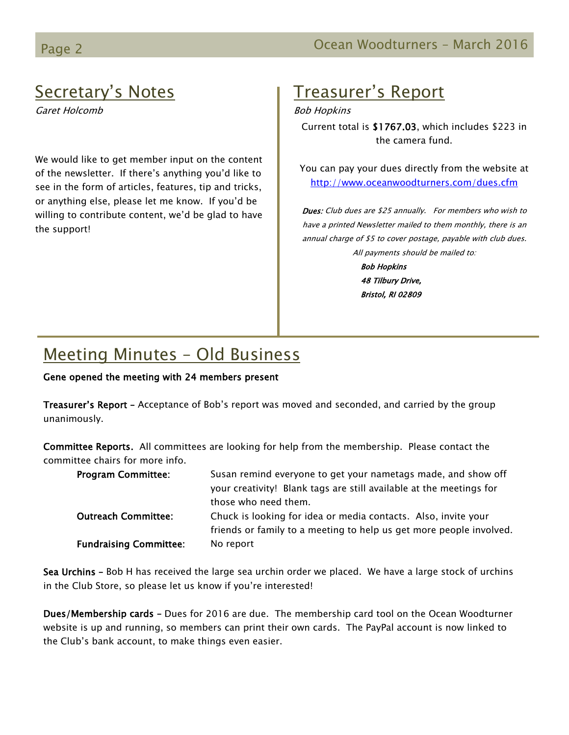## Secretary's Notes

*Garet Holcomb*

We would like to get member input on the content of the newsletter. If there's anything you'd like to see in the form of articles, features, tip and tricks, or anything else, please let me know. If you'd be willing to contribute content, we'd be glad to have the support!

## Treasurer's Report

*Bob Hopkins*

Current total is **$1767.03**, which includes $223 in the camera fund.

You can pay your dues directly from the website at http://www.oceanwoodturners.com/dues.cfm

***Dues:*** *Club dues are $25 annually. For members who wish to have a printed Newsletter mailed to them monthly, there is an annual charge of $5 to cover postage, payable with club dues. All payments should be mailed to:*

***Bob Hopkins***
***48 Tilbury Drive,***
***Bristol, RI 02809***

## Meeting Minutes – Old Business

**Gene opened the meeting with 24 members present**

**Treasurer's Report –** Acceptance of Bob's report was moved and seconded, and carried by the group unanimously.

**Committee Reports.** All committees are looking for help from the membership. Please contact the committee chairs for more info.

| | |
|---|---|
| **Program Committee**: | Susan remind everyone to get your nametags made, and show off your creativity! Blank tags are still available at the meetings for those who need them. |
| **Outreach Committee:** | Chuck is looking for idea or media contacts. Also, invite your friends or family to a meeting to help us get more people involved. |
| **Fundraising Committee**: | No report |

**Sea Urchins –** Bob H has received the large sea urchin order we placed. We have a large stock of urchins in the Club Store, so please let us know if you're interested!

**Dues/Membership cards –** Dues for 2016 are due. The membership card tool on the Ocean Woodturner website is up and running, so members can print their own cards. The PayPal account is now linked to the Club's bank account, to make things even easier.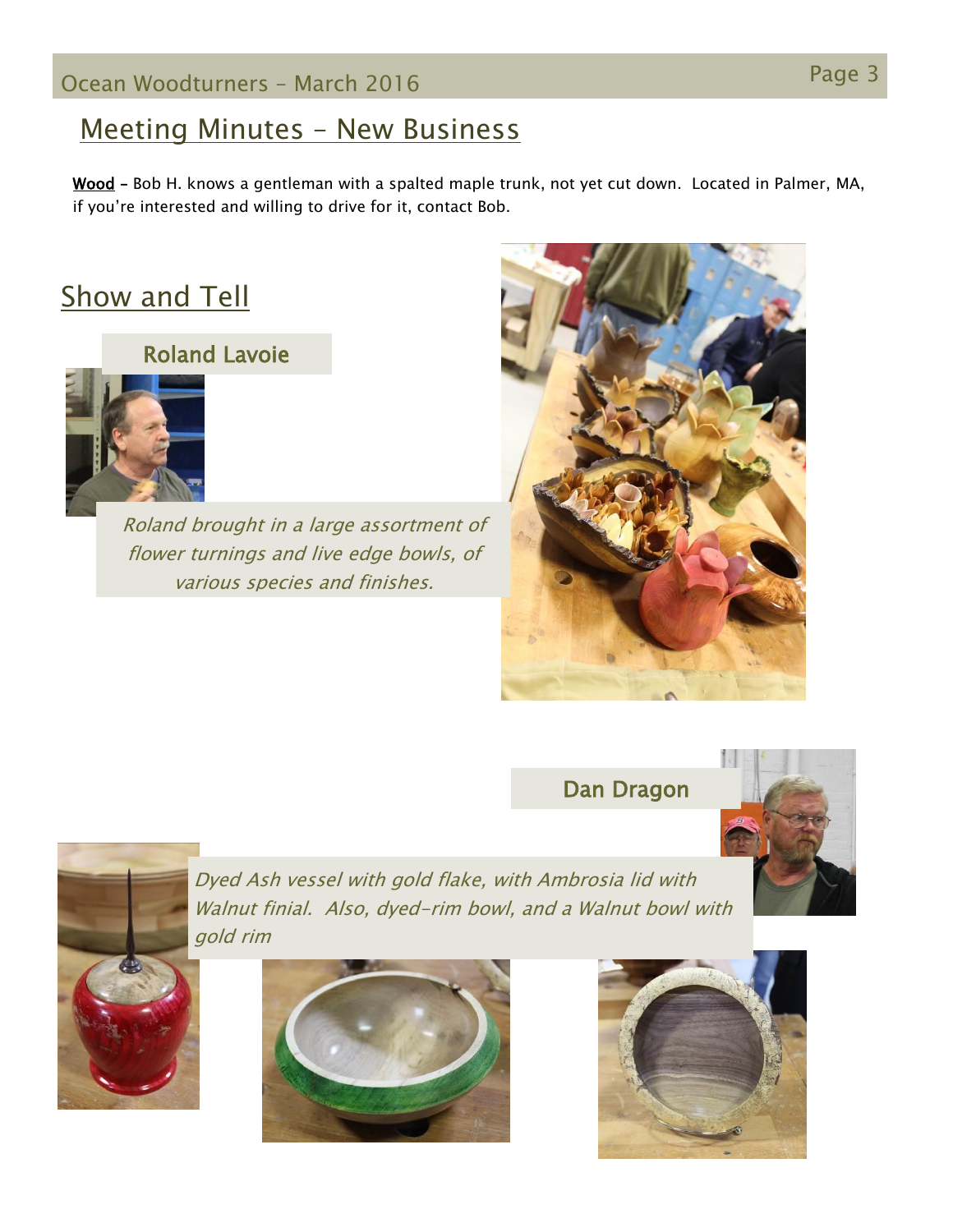# Meeting Minutes – New Business

**Wood** – Bob H. knows a gentleman with a spalted maple trunk, not yet cut down. Located in Palmer, MA, if you're interested and willing to drive for it, contact Bob.

# Show and Tell

## Roland Lavoie

*Roland brought in a large assortment of flower turnings and live edge bowls, of various species and finishes.*

## Dan Dragon

*Dyed Ash vessel with gold flake, with Ambrosia lid with Walnut finial. Also, dyed-rim bowl, and a Walnut bowl with gold rim*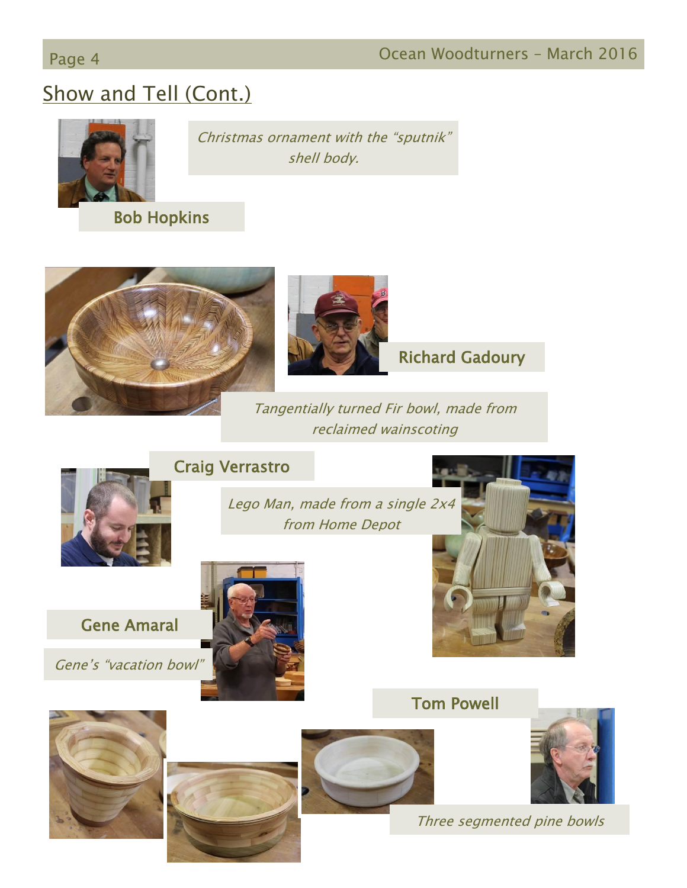## Show and Tell (Cont.)

**Bob Hopkins**

*Christmas ornament with the "sputnik" shell body.*

**Richard Gadoury**

*Tangentially turned Fir bowl, made from reclaimed wainscoting*

**Craig Verrastro**

*Lego Man, made from a single 2x4 from Home Depot*

**Gene Amaral**

*Gene's "vacation bowl"*

**Tom Powell**

*Three segmented pine bowls*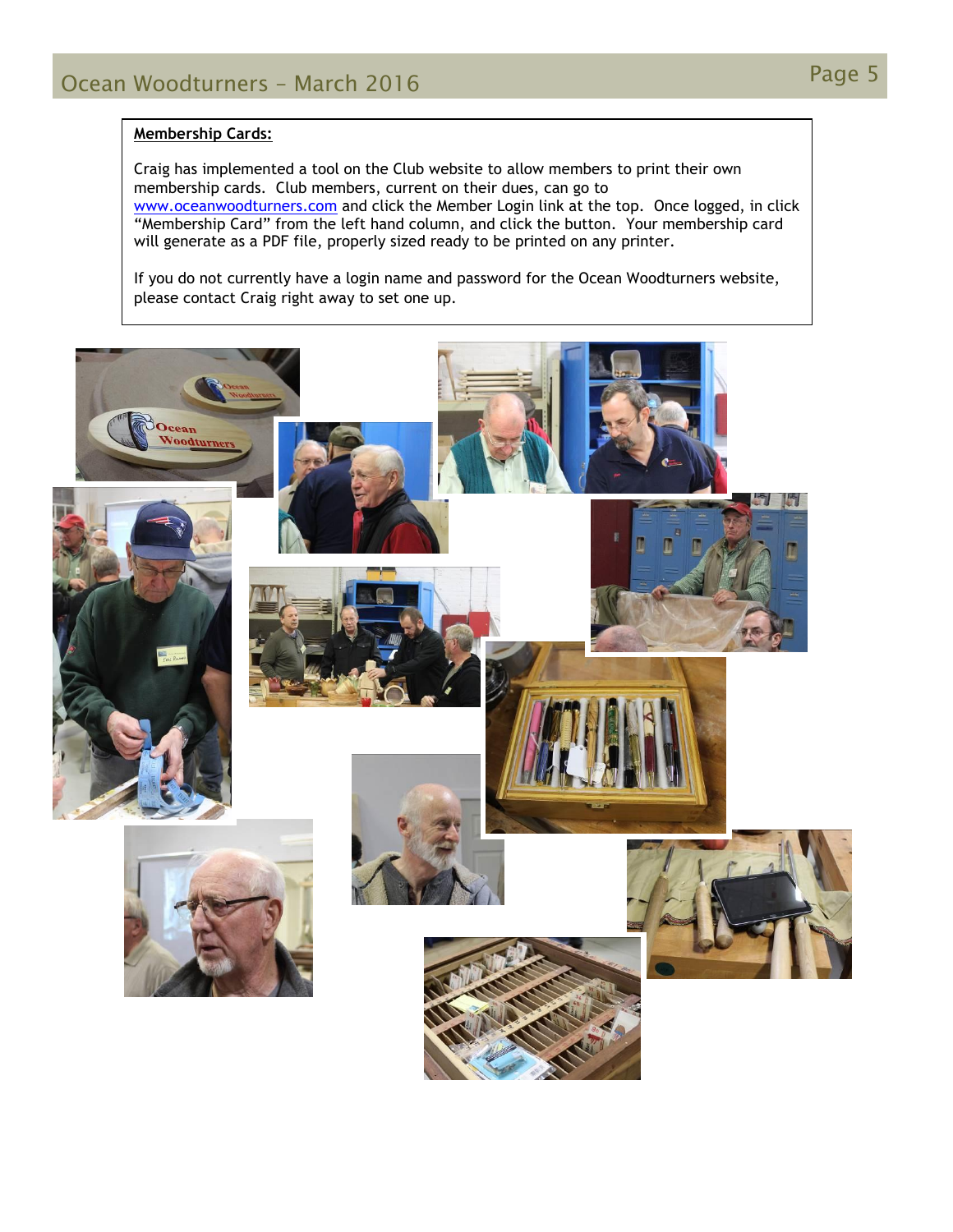**Membership Cards:**

Craig has implemented a tool on the Club website to allow members to print their own membership cards. Club members, current on their dues, can go to [www.oceanwoodturners.com](http://www.oceanwoodturners.com) and click the Member Login link at the top. Once logged, in click "Membership Card" from the left hand column, and click the button. Your membership card will generate as a PDF file, properly sized ready to be printed on any printer.

If you do not currently have a login name and password for the Ocean Woodturners website, please contact Craig right away to set one up.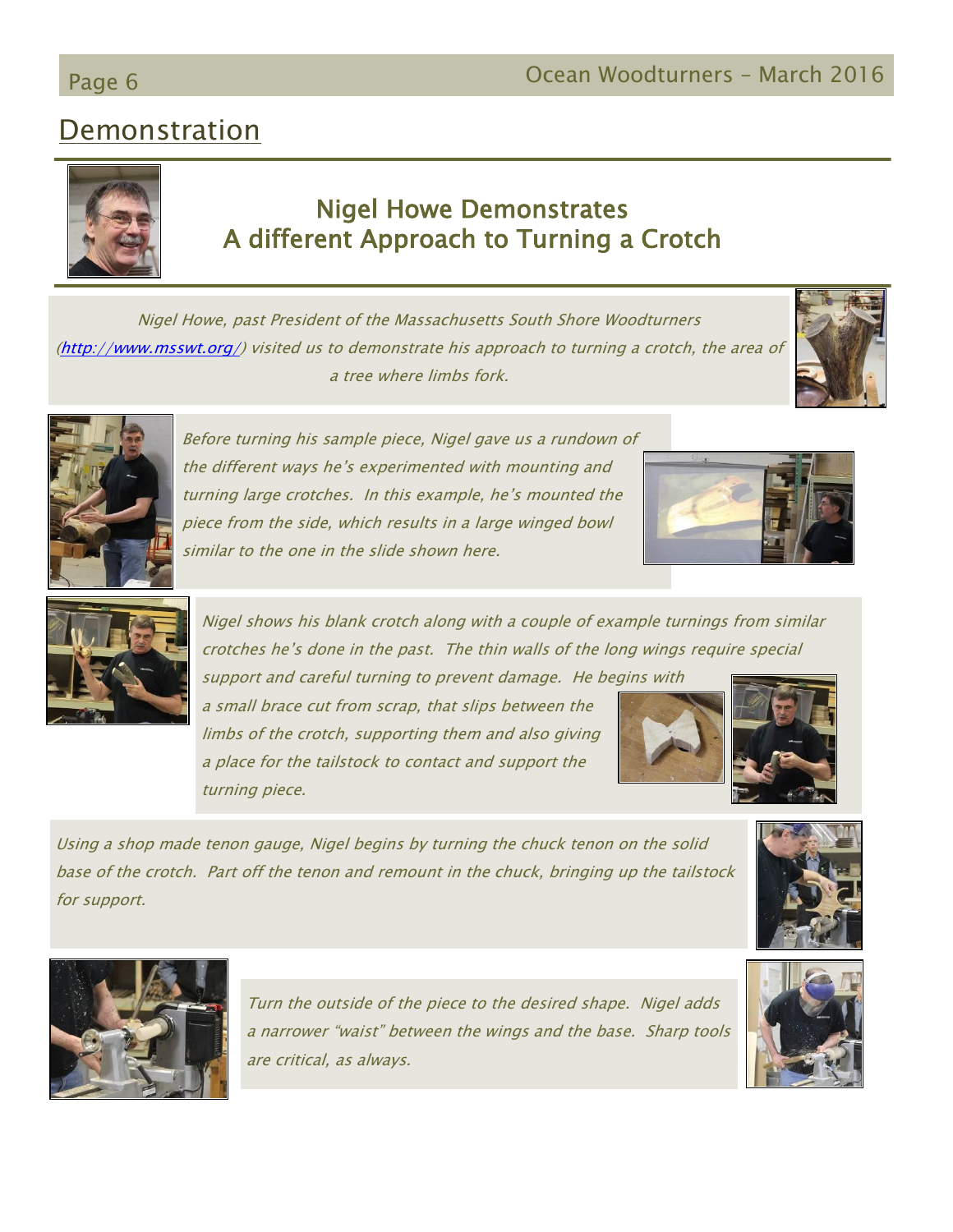## Demonstration

# Nigel Howe Demonstrates A different Approach to Turning a Crotch

*Nigel Howe, past President of the Massachusetts South Shore Woodturners (http://www.msswt.org/) visited us to demonstrate his approach to turning a crotch, the area of a tree where limbs fork.*

*Before turning his sample piece, Nigel gave us a rundown of the different ways he's experimented with mounting and turning large crotches. In this example, he's mounted the piece from the side, which results in a large winged bowl similar to the one in the slide shown here.*

*Nigel shows his blank crotch along with a couple of example turnings from similar crotches he's done in the past. The thin walls of the long wings require special support and careful turning to prevent damage. He begins with a small brace cut from scrap, that slips between the limbs of the crotch, supporting them and also giving a place for the tailstock to contact and support the turning piece.*

*Using a shop made tenon gauge, Nigel begins by turning the chuck tenon on the solid base of the crotch. Part off the tenon and remount in the chuck, bringing up the tailstock for support.*

*Turn the outside of the piece to the desired shape. Nigel adds a narrower "waist" between the wings and the base. Sharp tools are critical, as always.*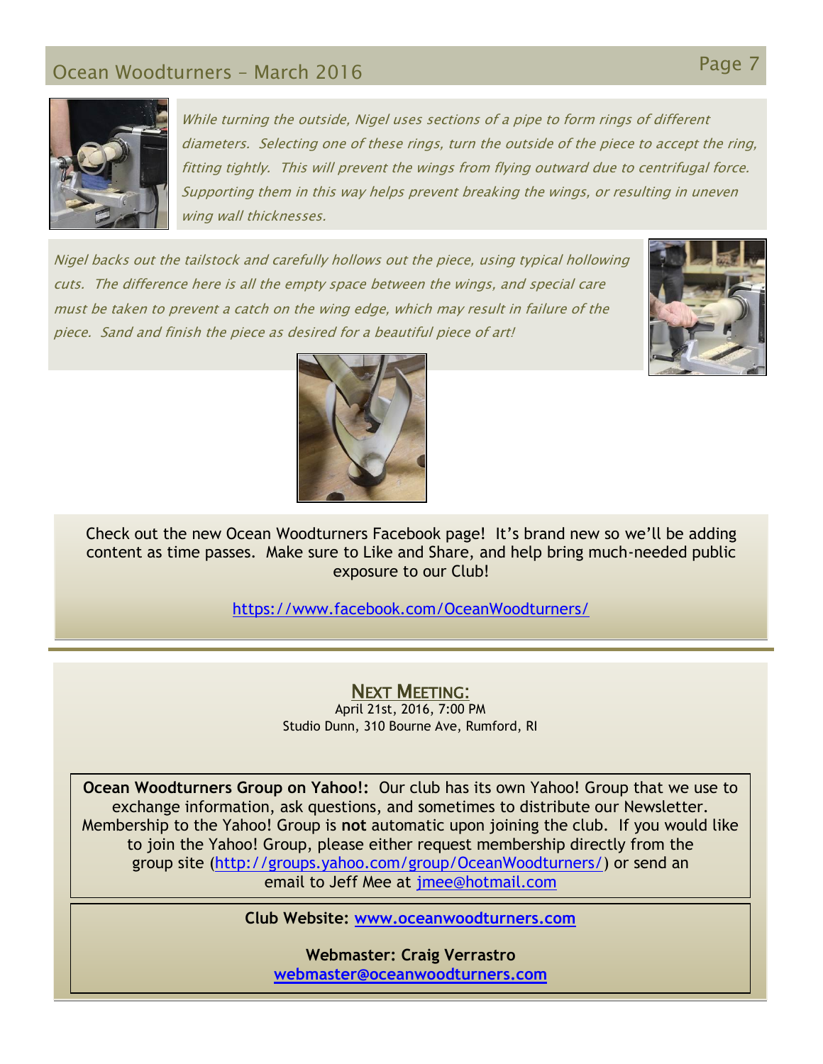*While turning the outside, Nigel uses sections of a pipe to form rings of different diameters. Selecting one of these rings, turn the outside of the piece to accept the ring, fitting tightly. This will prevent the wings from flying outward due to centrifugal force. Supporting them in this way helps prevent breaking the wings, or resulting in uneven wing wall thicknesses.*

*Nigel backs out the tailstock and carefully hollows out the piece, using typical hollowing cuts. The difference here is all the empty space between the wings, and special care must be taken to prevent a catch on the wing edge, which may result in failure of the piece. Sand and finish the piece as desired for a beautiful piece of art!*

Check out the new Ocean Woodturners Facebook page! It's brand new so we'll be adding content as time passes. Make sure to Like and Share, and help bring much-needed public exposure to our Club!

https://www.facebook.com/OceanWoodturners/

## NEXT MEETING:

April 21st, 2016, 7:00 PM
Studio Dunn, 310 Bourne Ave, Rumford, RI

**Ocean Woodturners Group on Yahoo!:** Our club has its own Yahoo! Group that we use to exchange information, ask questions, and sometimes to distribute our Newsletter. Membership to the Yahoo! Group is **not** automatic upon joining the club. If you would like to join the Yahoo! Group, please either request membership directly from the group site (http://groups.yahoo.com/group/OceanWoodturners/) or send an email to Jeff Mee at jmee@hotmail.com

**Club Website: www.oceanwoodturners.com**

**Webmaster: Craig Verrastro**
**webmaster@oceanwoodturners.com**